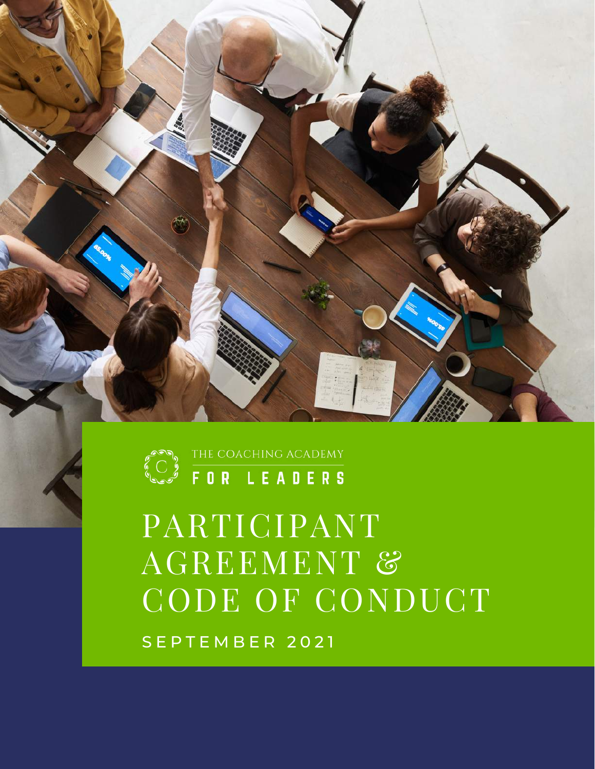THE COACHING ACADEMY

FOR LEADERS

# PARTICIPANT AGREEMENT & CODE OF CONDUCT

SEPTEMBER 2021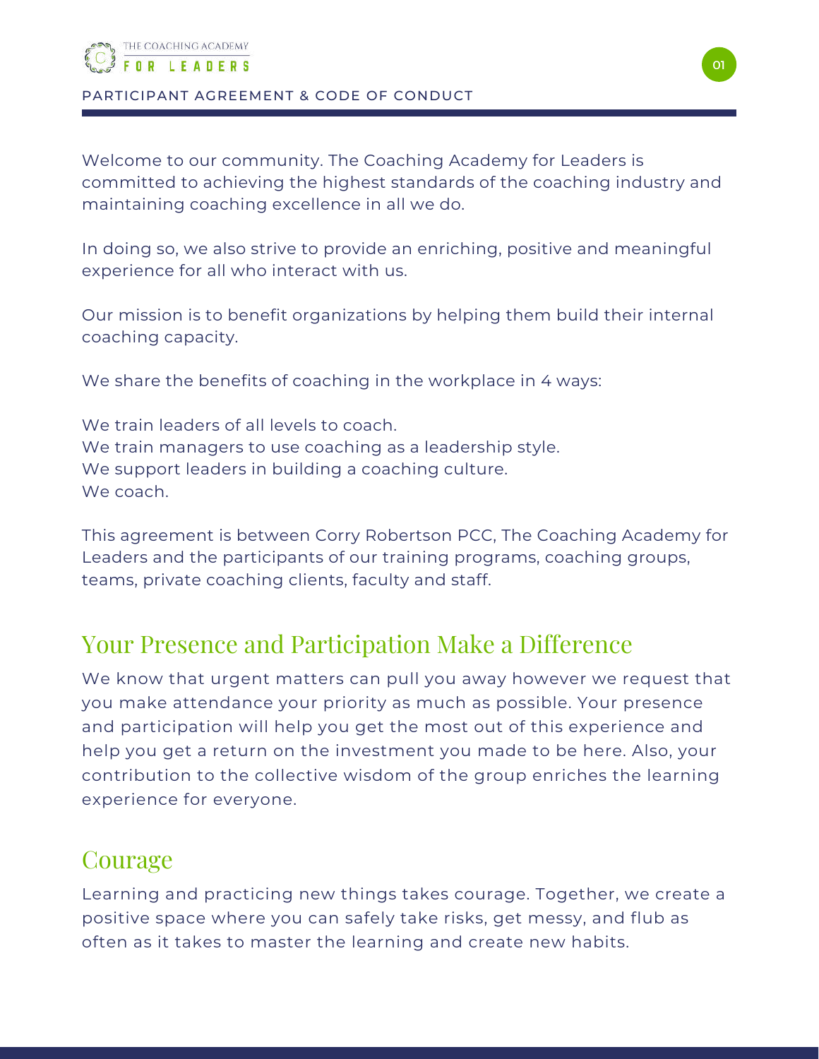Welcome to our community. The Coaching Academy for Leaders is committed to achieving the highest standards of the coaching industry and maintaining coaching excellence in all we do.

In doing so, we also strive to provide an enriching, positive and meaningful experience for all who interact with us.

Our mission is to benefit organizations by helping them build their internal coaching capacity.

We share the benefits of coaching in the workplace in 4 ways:

We train leaders of all levels to coach.
We train managers to use coaching as a leadership style.
We support leaders in building a coaching culture.
We coach.

This agreement is between Corry Robertson PCC, The Coaching Academy for Leaders and the participants of our training programs, coaching groups, teams, private coaching clients, faculty and staff.

## Your Presence and Participation Make a Difference

We know that urgent matters can pull you away however we request that you make attendance your priority as much as possible. Your presence and participation will help you get the most out of this experience and help you get a return on the investment you made to be here. Also, your contribution to the collective wisdom of the group enriches the learning experience for everyone.

## Courage

Learning and practicing new things takes courage. Together, we create a positive space where you can safely take risks, get messy, and flub as often as it takes to master the learning and create new habits.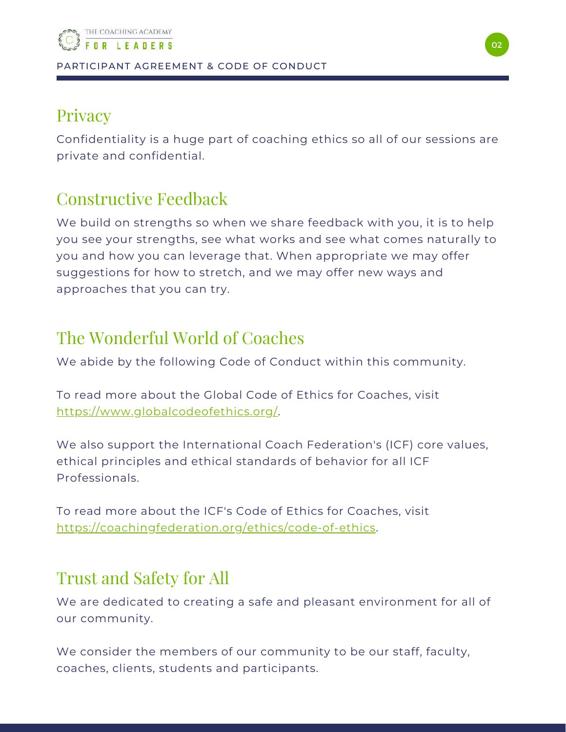## Privacy

Confidentiality is a huge part of coaching ethics so all of our sessions are private and confidential.

## Constructive Feedback

We build on strengths so when we share feedback with you, it is to help you see your strengths, see what works and see what comes naturally to you and how you can leverage that. When appropriate we may offer suggestions for how to stretch, and we may offer new ways and approaches that you can try.

## The Wonderful World of Coaches

We abide by the following Code of Conduct within this community.

To read more about the Global Code of Ethics for Coaches, visit https://www.globalcodeofethics.org/.

We also support the International Coach Federation's (ICF) core values, ethical principles and ethical standards of behavior for all ICF Professionals.

To read more about the ICF's Code of Ethics for Coaches, visit https://coachingfederation.org/ethics/code-of-ethics.

## Trust and Safety for All

We are dedicated to creating a safe and pleasant environment for all of our community.

We consider the members of our community to be our staff, faculty, coaches, clients, students and participants.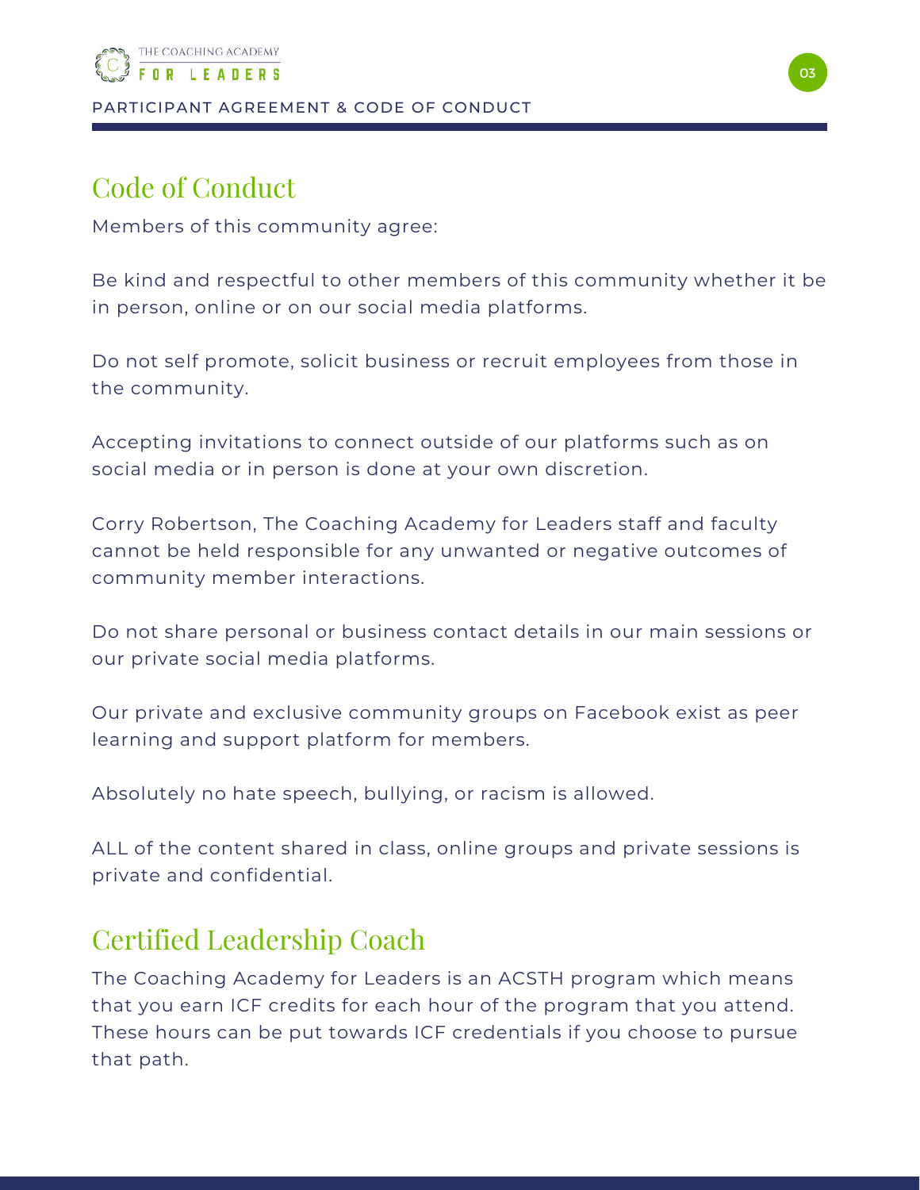## Code of Conduct

Members of this community agree:

Be kind and respectful to other members of this community whether it be in person, online or on our social media platforms.

Do not self promote, solicit business or recruit employees from those in the community.

Accepting invitations to connect outside of our platforms such as on social media or in person is done at your own discretion.

Corry Robertson, The Coaching Academy for Leaders staff and faculty cannot be held responsible for any unwanted or negative outcomes of community member interactions.

Do not share personal or business contact details in our main sessions or our private social media platforms.

Our private and exclusive community groups on Facebook exist as peer learning and support platform for members.

Absolutely no hate speech, bullying, or racism is allowed.

ALL of the content shared in class, online groups and private sessions is private and confidential.

## Certified Leadership Coach

The Coaching Academy for Leaders is an ACSTH program which means that you earn ICF credits for each hour of the program that you attend. These hours can be put towards ICF credentials if you choose to pursue that path.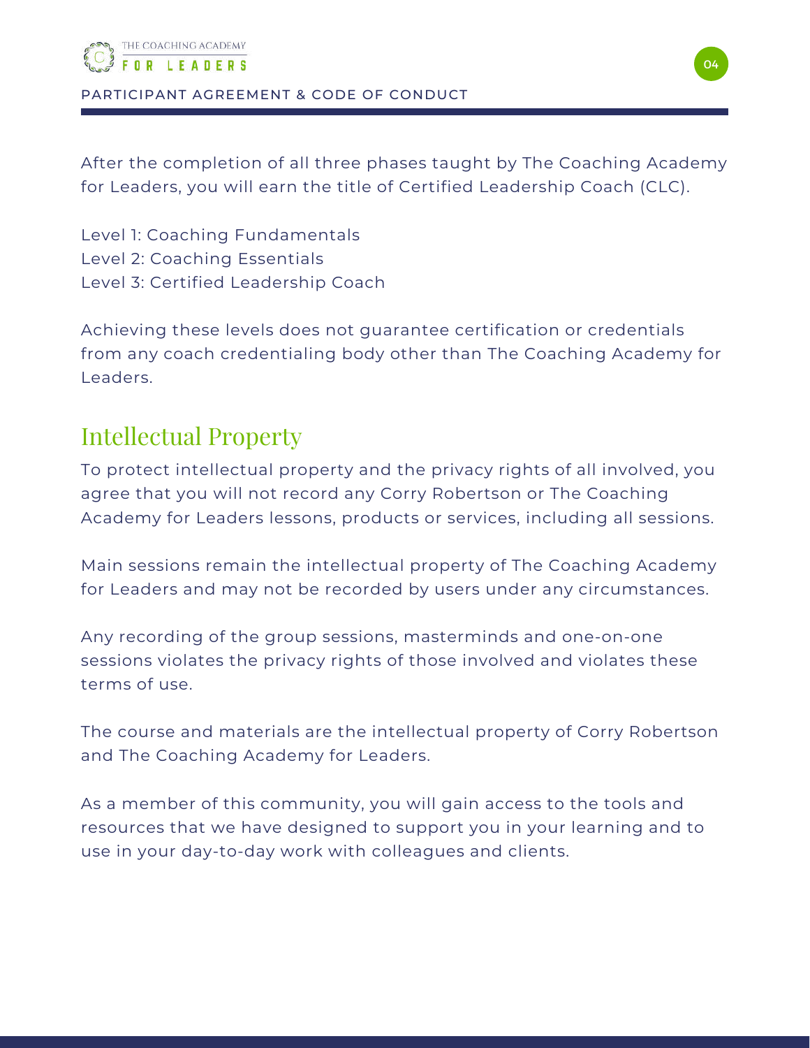After the completion of all three phases taught by The Coaching Academy for Leaders, you will earn the title of Certified Leadership Coach (CLC).

Level 1: Coaching Fundamentals
Level 2: Coaching Essentials
Level 3: Certified Leadership Coach

Achieving these levels does not guarantee certification or credentials from any coach credentialing body other than The Coaching Academy for Leaders.

## Intellectual Property

To protect intellectual property and the privacy rights of all involved, you agree that you will not record any Corry Robertson or The Coaching Academy for Leaders lessons, products or services, including all sessions.

Main sessions remain the intellectual property of The Coaching Academy for Leaders and may not be recorded by users under any circumstances.

Any recording of the group sessions, masterminds and one-on-one sessions violates the privacy rights of those involved and violates these terms of use.

The course and materials are the intellectual property of Corry Robertson and The Coaching Academy for Leaders.

As a member of this community, you will gain access to the tools and resources that we have designed to support you in your learning and to use in your day-to-day work with colleagues and clients.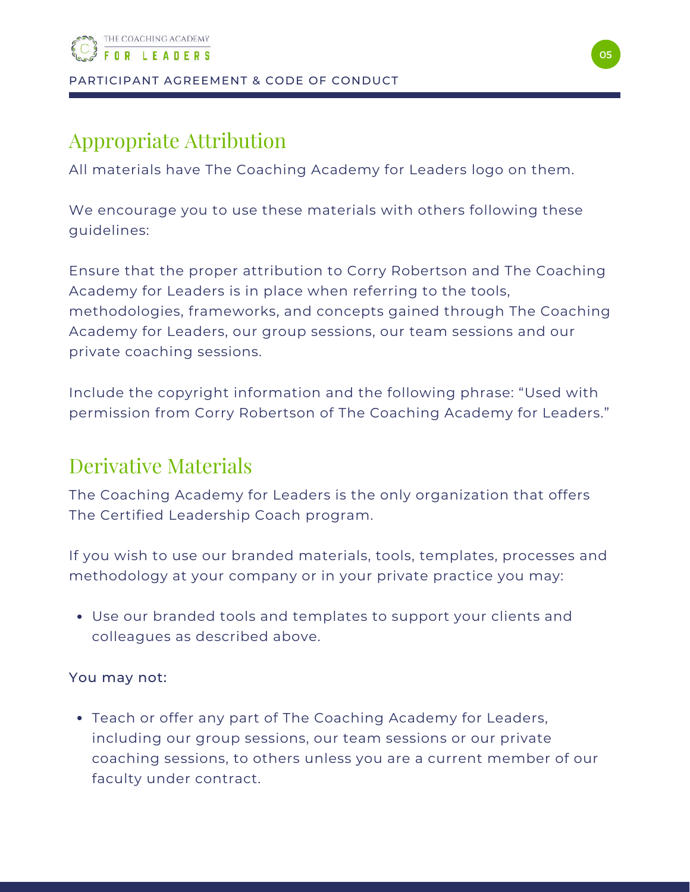## Appropriate Attribution

All materials have The Coaching Academy for Leaders logo on them.

We encourage you to use these materials with others following these guidelines:

Ensure that the proper attribution to Corry Robertson and The Coaching Academy for Leaders is in place when referring to the tools, methodologies, frameworks, and concepts gained through The Coaching Academy for Leaders, our group sessions, our team sessions and our private coaching sessions.

Include the copyright information and the following phrase: "Used with permission from Corry Robertson of The Coaching Academy for Leaders."

## Derivative Materials

The Coaching Academy for Leaders is the only organization that offers The Certified Leadership Coach program.

If you wish to use our branded materials, tools, templates, processes and methodology at your company or in your private practice you may:

- Use our branded tools and templates to support your clients and colleagues as described above.

You may not:

- Teach or offer any part of The Coaching Academy for Leaders, including our group sessions, our team sessions or our private coaching sessions, to others unless you are a current member of our faculty under contract.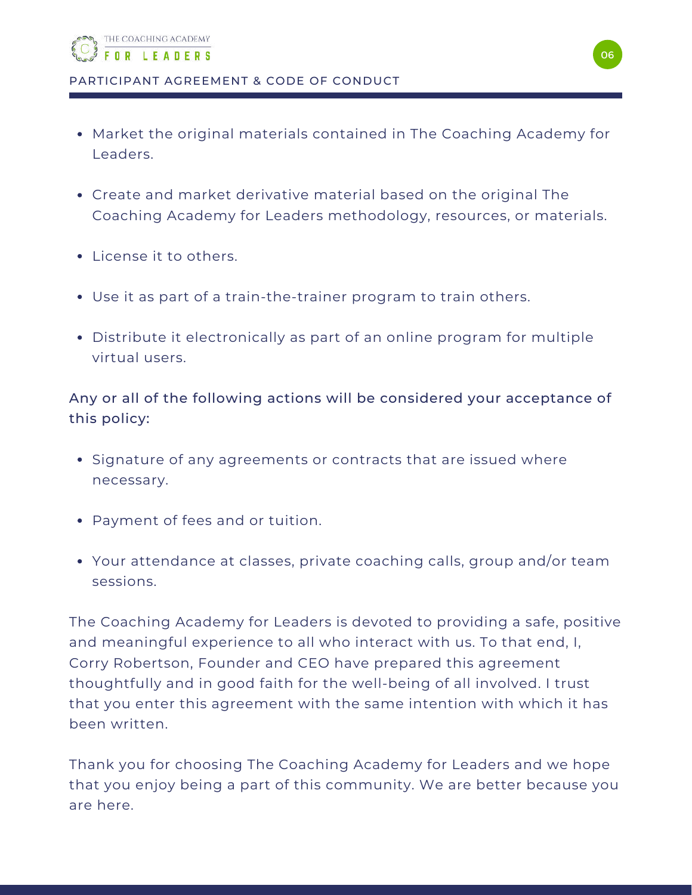- Market the original materials contained in The Coaching Academy for Leaders.
- Create and market derivative material based on the original The Coaching Academy for Leaders methodology, resources, or materials.
- License it to others.
- Use it as part of a train-the-trainer program to train others.
- Distribute it electronically as part of an online program for multiple virtual users.

Any or all of the following actions will be considered your acceptance of this policy:

- Signature of any agreements or contracts that are issued where necessary.
- Payment of fees and or tuition.
- Your attendance at classes, private coaching calls, group and/or team sessions.

The Coaching Academy for Leaders is devoted to providing a safe, positive and meaningful experience to all who interact with us. To that end, I, Corry Robertson, Founder and CEO have prepared this agreement thoughtfully and in good faith for the well-being of all involved. I trust that you enter this agreement with the same intention with which it has been written.

Thank you for choosing The Coaching Academy for Leaders and we hope that you enjoy being a part of this community. We are better because you are here.